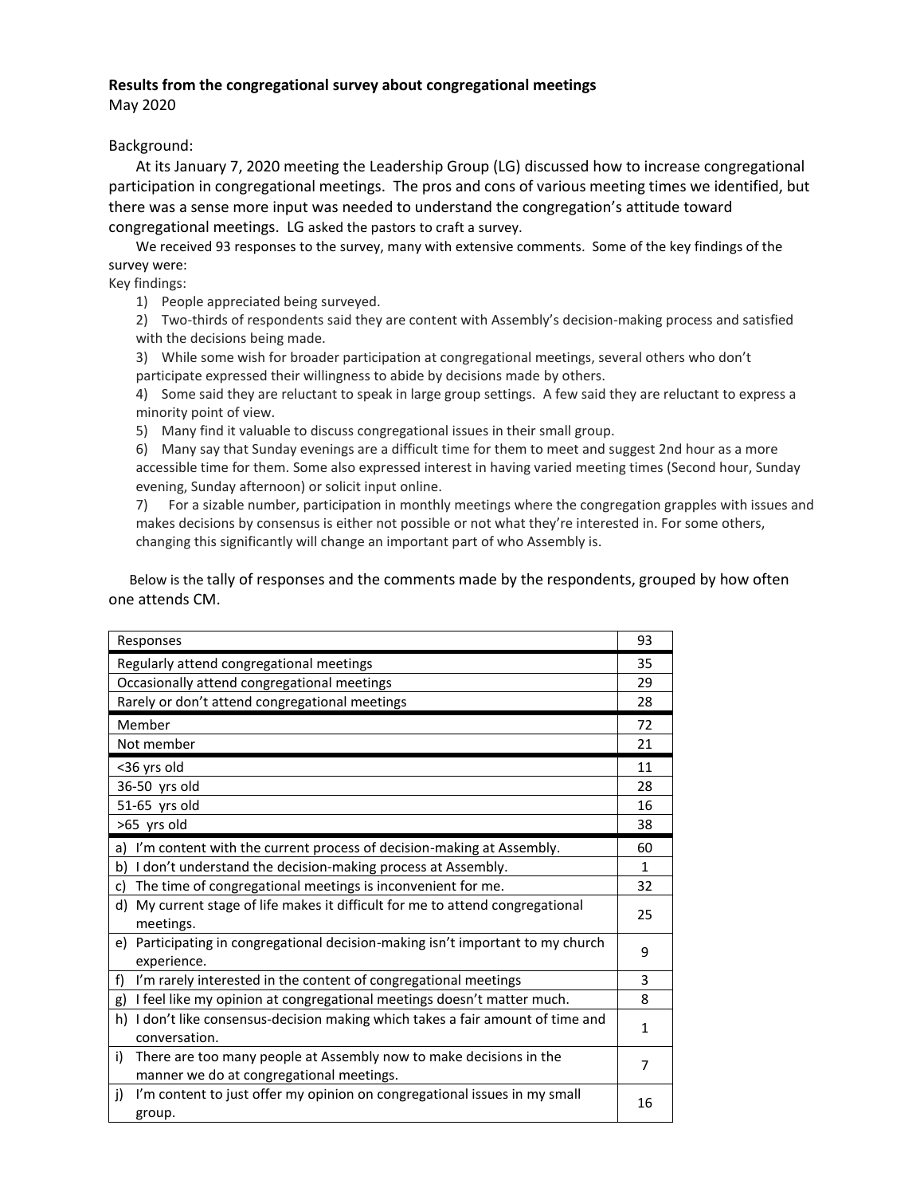**Results from the congregational survey about congregational meetings**

May 2020

Background:

At its January 7, 2020 meeting the Leadership Group (LG) discussed how to increase congregational participation in congregational meetings. The pros and cons of various meeting times we identified, but there was a sense more input was needed to understand the congregation's attitude toward congregational meetings. LG asked the pastors to craft a survey.

We received 93 responses to the survey, many with extensive comments. Some of the key findings of the survey were:

Key findings:

1) People appreciated being surveyed.
2) Two-thirds of respondents said they are content with Assembly's decision-making process and satisfied with the decisions being made.
3) While some wish for broader participation at congregational meetings, several others who don't participate expressed their willingness to abide by decisions made by others.
4) Some said they are reluctant to speak in large group settings. A few said they are reluctant to express a minority point of view.
5) Many find it valuable to discuss congregational issues in their small group.
6) Many say that Sunday evenings are a difficult time for them to meet and suggest 2nd hour as a more accessible time for them. Some also expressed interest in having varied meeting times (Second hour, Sunday evening, Sunday afternoon) or solicit input online.
7) For a sizable number, participation in monthly meetings where the congregation grapples with issues and makes decisions by consensus is either not possible or not what they're interested in. For some others, changing this significantly will change an important part of who Assembly is.

Below is the tally of responses and the comments made by the respondents, grouped by how often one attends CM.

| Responses | 93 |
|---|---|
| Regularly attend congregational meetings | 35 |
| Occasionally attend congregational meetings | 29 |
| Rarely or don't attend congregational meetings | 28 |
| Member | 72 |
| Not member | 21 |
| <36 yrs old | 11 |
| 36-50 yrs old | 28 |
| 51-65 yrs old | 16 |
| >65 yrs old | 38 |
| a) I'm content with the current process of decision-making at Assembly. | 60 |
| b) I don't understand the decision-making process at Assembly. | 1 |
| c) The time of congregational meetings is inconvenient for me. | 32 |
| d) My current stage of life makes it difficult for me to attend congregational meetings. | 25 |
| e) Participating in congregational decision-making isn't important to my church experience. | 9 |
| f) I'm rarely interested in the content of congregational meetings | 3 |
| g) I feel like my opinion at congregational meetings doesn't matter much. | 8 |
| h) I don't like consensus-decision making which takes a fair amount of time and conversation. | 1 |
| i) There are too many people at Assembly now to make decisions in the manner we do at congregational meetings. | 7 |
| j) I'm content to just offer my opinion on congregational issues in my small group. | 16 |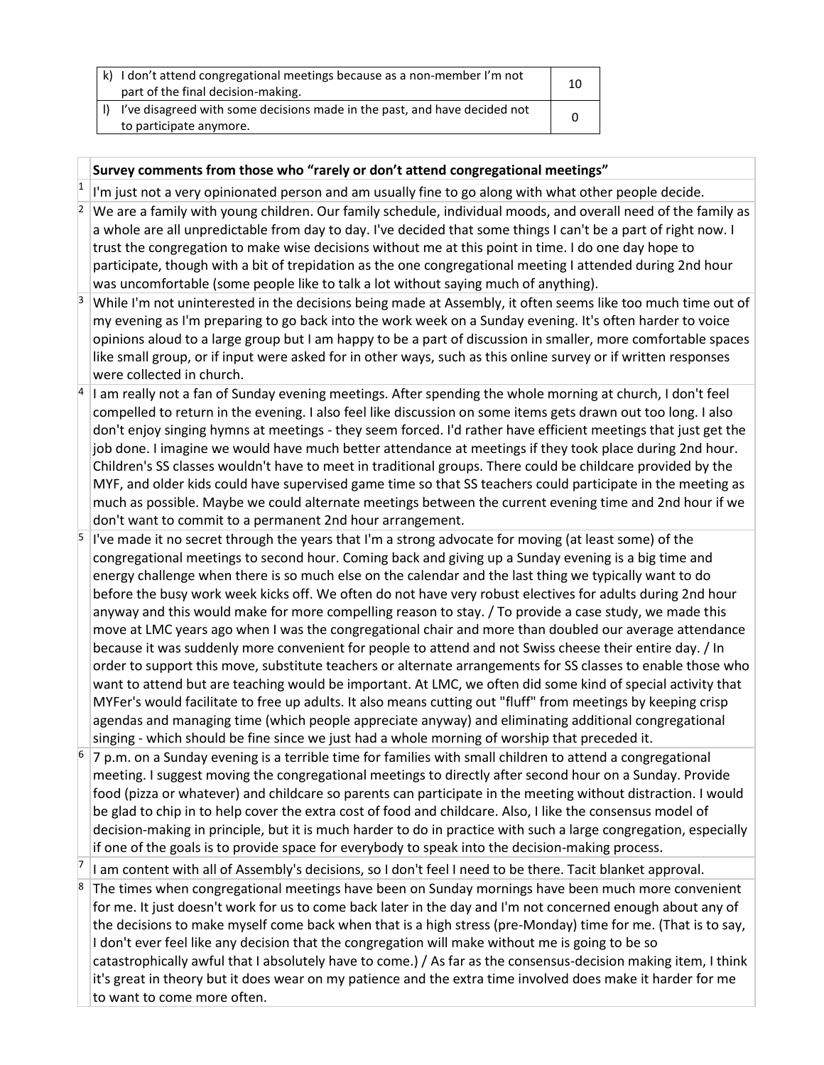| | |
|---|---|
| k) I don't attend congregational meetings because as a non-member I'm not part of the final decision-making. | 10 |
| l) I've disagreed with some decisions made in the past, and have decided not to participate anymore. | 0 |

| | Survey comments from those who "rarely or don't attend congregational meetings" |
|---|---|
| 1 | I'm just not a very opinionated person and am usually fine to go along with what other people decide. |
| 2 | We are a family with young children. Our family schedule, individual moods, and overall need of the family as a whole are all unpredictable from day to day. I've decided that some things I can't be a part of right now. I trust the congregation to make wise decisions without me at this point in time. I do one day hope to participate, though with a bit of trepidation as the one congregational meeting I attended during 2nd hour was uncomfortable (some people like to talk a lot without saying much of anything). |
| 3 | While I'm not uninterested in the decisions being made at Assembly, it often seems like too much time out of my evening as I'm preparing to go back into the work week on a Sunday evening. It's often harder to voice opinions aloud to a large group but I am happy to be a part of discussion in smaller, more comfortable spaces like small group, or if input were asked for in other ways, such as this online survey or if written responses were collected in church. |
| 4 | I am really not a fan of Sunday evening meetings. After spending the whole morning at church, I don't feel compelled to return in the evening. I also feel like discussion on some items gets drawn out too long. I also don't enjoy singing hymns at meetings - they seem forced. I'd rather have efficient meetings that just get the job done. I imagine we would have much better attendance at meetings if they took place during 2nd hour. Children's SS classes wouldn't have to meet in traditional groups. There could be childcare provided by the MYF, and older kids could have supervised game time so that SS teachers could participate in the meeting as much as possible. Maybe we could alternate meetings between the current evening time and 2nd hour if we don't want to commit to a permanent 2nd hour arrangement. |
| 5 | I've made it no secret through the years that I'm a strong advocate for moving (at least some) of the congregational meetings to second hour. Coming back and giving up a Sunday evening is a big time and energy challenge when there is so much else on the calendar and the last thing we typically want to do before the busy work week kicks off. We often do not have very robust electives for adults during 2nd hour anyway and this would make for more compelling reason to stay. / To provide a case study, we made this move at LMC years ago when I was the congregational chair and more than doubled our average attendance because it was suddenly more convenient for people to attend and not Swiss cheese their entire day. / In order to support this move, substitute teachers or alternate arrangements for SS classes to enable those who want to attend but are teaching would be important. At LMC, we often did some kind of special activity that MYFer's would facilitate to free up adults. It also means cutting out "fluff" from meetings by keeping crisp agendas and managing time (which people appreciate anyway) and eliminating additional congregational singing - which should be fine since we just had a whole morning of worship that preceded it. |
| 6 | 7 p.m. on a Sunday evening is a terrible time for families with small children to attend a congregational meeting. I suggest moving the congregational meetings to directly after second hour on a Sunday. Provide food (pizza or whatever) and childcare so parents can participate in the meeting without distraction. I would be glad to chip in to help cover the extra cost of food and childcare. Also, I like the consensus model of decision-making in principle, but it is much harder to do in practice with such a large congregation, especially if one of the goals is to provide space for everybody to speak into the decision-making process. |
| 7 | I am content with all of Assembly's decisions, so I don't feel I need to be there. Tacit blanket approval. |
| 8 | The times when congregational meetings have been on Sunday mornings have been much more convenient for me. It just doesn't work for us to come back later in the day and I'm not concerned enough about any of the decisions to make myself come back when that is a high stress (pre-Monday) time for me. (That is to say, I don't ever feel like any decision that the congregation will make without me is going to be so catastrophically awful that I absolutely have to come.) / As far as the consensus-decision making item, I think it's great in theory but it does wear on my patience and the extra time involved does make it harder for me to want to come more often. |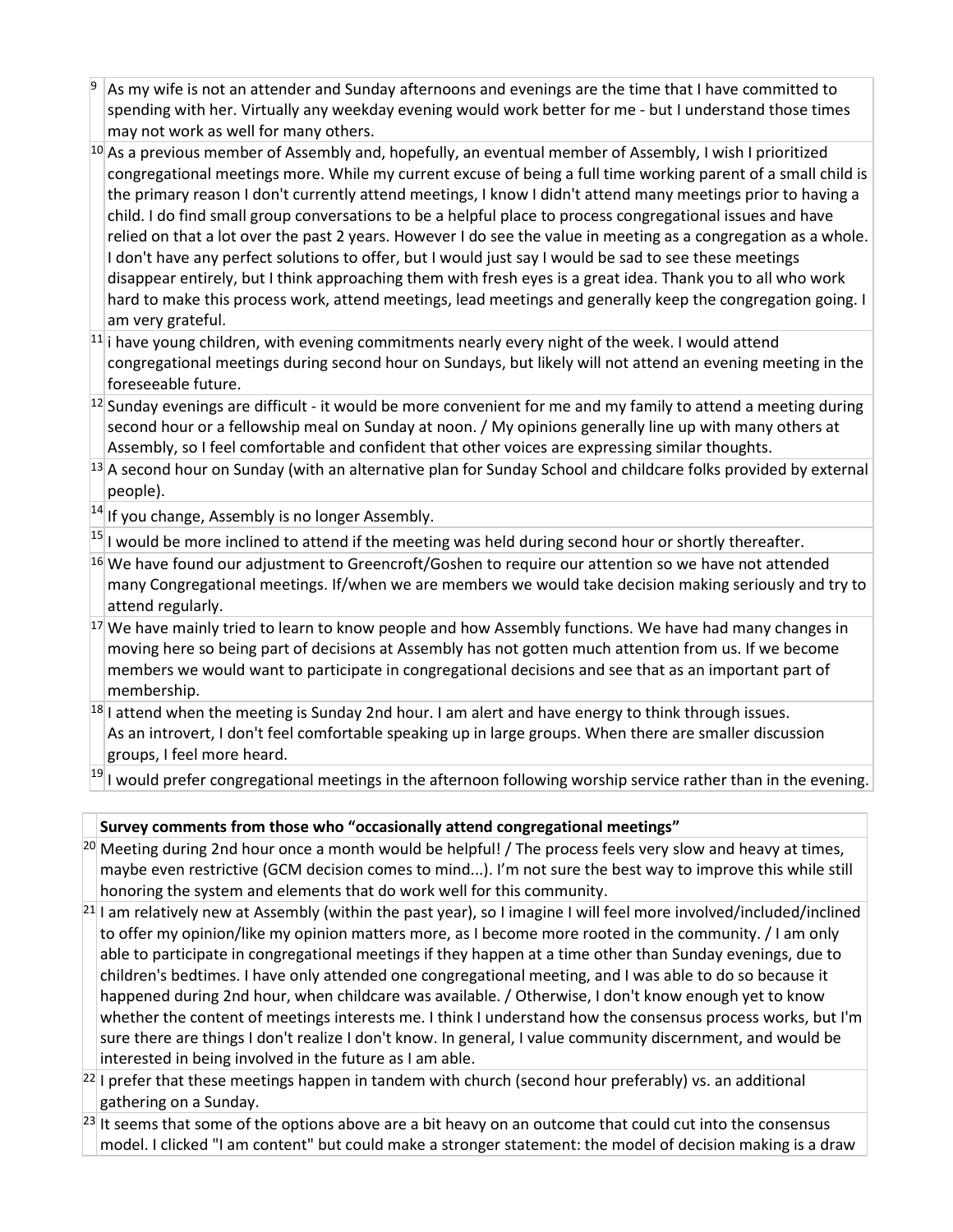| | |
|---|---|
| 9 | As my wife is not an attender and Sunday afternoons and evenings are the time that I have committed to spending with her. Virtually any weekday evening would work better for me - but I understand those times may not work as well for many others. |
| 10 | As a previous member of Assembly and, hopefully, an eventual member of Assembly, I wish I prioritized congregational meetings more. While my current excuse of being a full time working parent of a small child is the primary reason I don't currently attend meetings, I know I didn't attend many meetings prior to having a child. I do find small group conversations to be a helpful place to process congregational issues and have relied on that a lot over the past 2 years. However I do see the value in meeting as a congregation as a whole. I don't have any perfect solutions to offer, but I would just say I would be sad to see these meetings disappear entirely, but I think approaching them with fresh eyes is a great idea. Thank you to all who work hard to make this process work, attend meetings, lead meetings and generally keep the congregation going. I am very grateful. |
| 11 | i have young children, with evening commitments nearly every night of the week. I would attend congregational meetings during second hour on Sundays, but likely will not attend an evening meeting in the foreseeable future. |
| 12 | Sunday evenings are difficult - it would be more convenient for me and my family to attend a meeting during second hour or a fellowship meal on Sunday at noon. / My opinions generally line up with many others at Assembly, so I feel comfortable and confident that other voices are expressing similar thoughts. |
| 13 | A second hour on Sunday (with an alternative plan for Sunday School and childcare folks provided by external people). |
| 14 | If you change, Assembly is no longer Assembly. |
| 15 | I would be more inclined to attend if the meeting was held during second hour or shortly thereafter. |
| 16 | We have found our adjustment to Greencroft/Goshen to require our attention so we have not attended many Congregational meetings. If/when we are members we would take decision making seriously and try to attend regularly. |
| 17 | We have mainly tried to learn to know people and how Assembly functions. We have had many changes in moving here so being part of decisions at Assembly has not gotten much attention from us. If we become members we would want to participate in congregational decisions and see that as an important part of membership. |
| 18 | I attend when the meeting is Sunday 2nd hour. I am alert and have energy to think through issues. As an introvert, I don't feel comfortable speaking up in large groups. When there are smaller discussion groups, I feel more heard. |
| 19 | I would prefer congregational meetings in the afternoon following worship service rather than in the evening. |

| | **Survey comments from those who "occasionally attend congregational meetings"** |
|---|---|
| 20 | Meeting during 2nd hour once a month would be helpful! / The process feels very slow and heavy at times, maybe even restrictive (GCM decision comes to mind...). I'm not sure the best way to improve this while still honoring the system and elements that do work well for this community. |
| 21 | I am relatively new at Assembly (within the past year), so I imagine I will feel more involved/included/inclined to offer my opinion/like my opinion matters more, as I become more rooted in the community. / I am only able to participate in congregational meetings if they happen at a time other than Sunday evenings, due to children's bedtimes. I have only attended one congregational meeting, and I was able to do so because it happened during 2nd hour, when childcare was available. / Otherwise, I don't know enough yet to know whether the content of meetings interests me. I think I understand how the consensus process works, but I'm sure there are things I don't realize I don't know. In general, I value community discernment, and would be interested in being involved in the future as I am able. |
| 22 | I prefer that these meetings happen in tandem with church (second hour preferably) vs. an additional gathering on a Sunday. |
| 23 | It seems that some of the options above are a bit heavy on an outcome that could cut into the consensus model. I clicked "I am content" but could make a stronger statement: the model of decision making is a draw |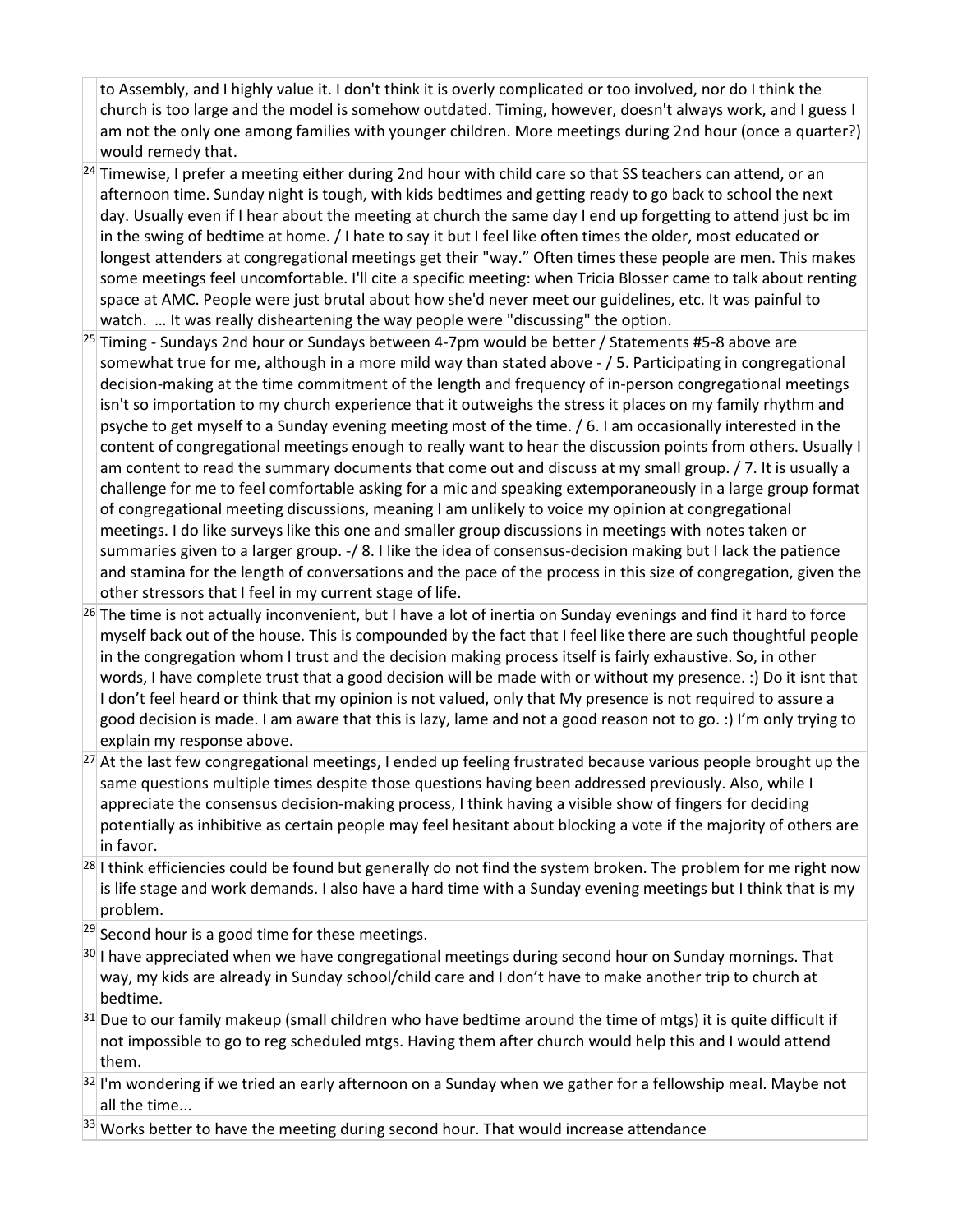| | |
|---|---|
| | to Assembly, and I highly value it. I don't think it is overly complicated or too involved, nor do I think the church is too large and the model is somehow outdated. Timing, however, doesn't always work, and I guess I am not the only one among families with younger children. More meetings during 2nd hour (once a quarter?) would remedy that. |
| 24 | Timewise, I prefer a meeting either during 2nd hour with child care so that SS teachers can attend, or an afternoon time. Sunday night is tough, with kids bedtimes and getting ready to go back to school the next day. Usually even if I hear about the meeting at church the same day I end up forgetting to attend just bc im in the swing of bedtime at home. / I hate to say it but I feel like often times the older, most educated or longest attenders at congregational meetings get their "way." Often times these people are men. This makes some meetings feel uncomfortable. I'll cite a specific meeting: when Tricia Blosser came to talk about renting space at AMC. People were just brutal about how she'd never meet our guidelines, etc. It was painful to watch. … It was really disheartening the way people were "discussing" the option. |
| 25 | Timing - Sundays 2nd hour or Sundays between 4-7pm would be better / Statements #5-8 above are somewhat true for me, although in a more mild way than stated above - / 5. Participating in congregational decision-making at the time commitment of the length and frequency of in-person congregational meetings isn't so importation to my church experience that it outweighs the stress it places on my family rhythm and psyche to get myself to a Sunday evening meeting most of the time. / 6. I am occasionally interested in the content of congregational meetings enough to really want to hear the discussion points from others. Usually I am content to read the summary documents that come out and discuss at my small group. / 7. It is usually a challenge for me to feel comfortable asking for a mic and speaking extemporaneously in a large group format of congregational meeting discussions, meaning I am unlikely to voice my opinion at congregational meetings. I do like surveys like this one and smaller group discussions in meetings with notes taken or summaries given to a larger group. -/ 8. I like the idea of consensus-decision making but I lack the patience and stamina for the length of conversations and the pace of the process in this size of congregation, given the other stressors that I feel in my current stage of life. |
| 26 | The time is not actually inconvenient, but I have a lot of inertia on Sunday evenings and find it hard to force myself back out of the house. This is compounded by the fact that I feel like there are such thoughtful people in the congregation whom I trust and the decision making process itself is fairly exhaustive. So, in other words, I have complete trust that a good decision will be made with or without my presence. :) Do it isnt that I don't feel heard or think that my opinion is not valued, only that My presence is not required to assure a good decision is made. I am aware that this is lazy, lame and not a good reason not to go. :) I'm only trying to explain my response above. |
| 27 | At the last few congregational meetings, I ended up feeling frustrated because various people brought up the same questions multiple times despite those questions having been addressed previously. Also, while I appreciate the consensus decision-making process, I think having a visible show of fingers for deciding potentially as inhibitive as certain people may feel hesitant about blocking a vote if the majority of others are in favor. |
| 28 | I think efficiencies could be found but generally do not find the system broken. The problem for me right now is life stage and work demands. I also have a hard time with a Sunday evening meetings but I think that is my problem. |
| 29 | Second hour is a good time for these meetings. |
| 30 | I have appreciated when we have congregational meetings during second hour on Sunday mornings. That way, my kids are already in Sunday school/child care and I don't have to make another trip to church at bedtime. |
| 31 | Due to our family makeup (small children who have bedtime around the time of mtgs) it is quite difficult if not impossible to go to reg scheduled mtgs. Having them after church would help this and I would attend them. |
| 32 | I'm wondering if we tried an early afternoon on a Sunday when we gather for a fellowship meal. Maybe not all the time... |
| 33 | Works better to have the meeting during second hour. That would increase attendance |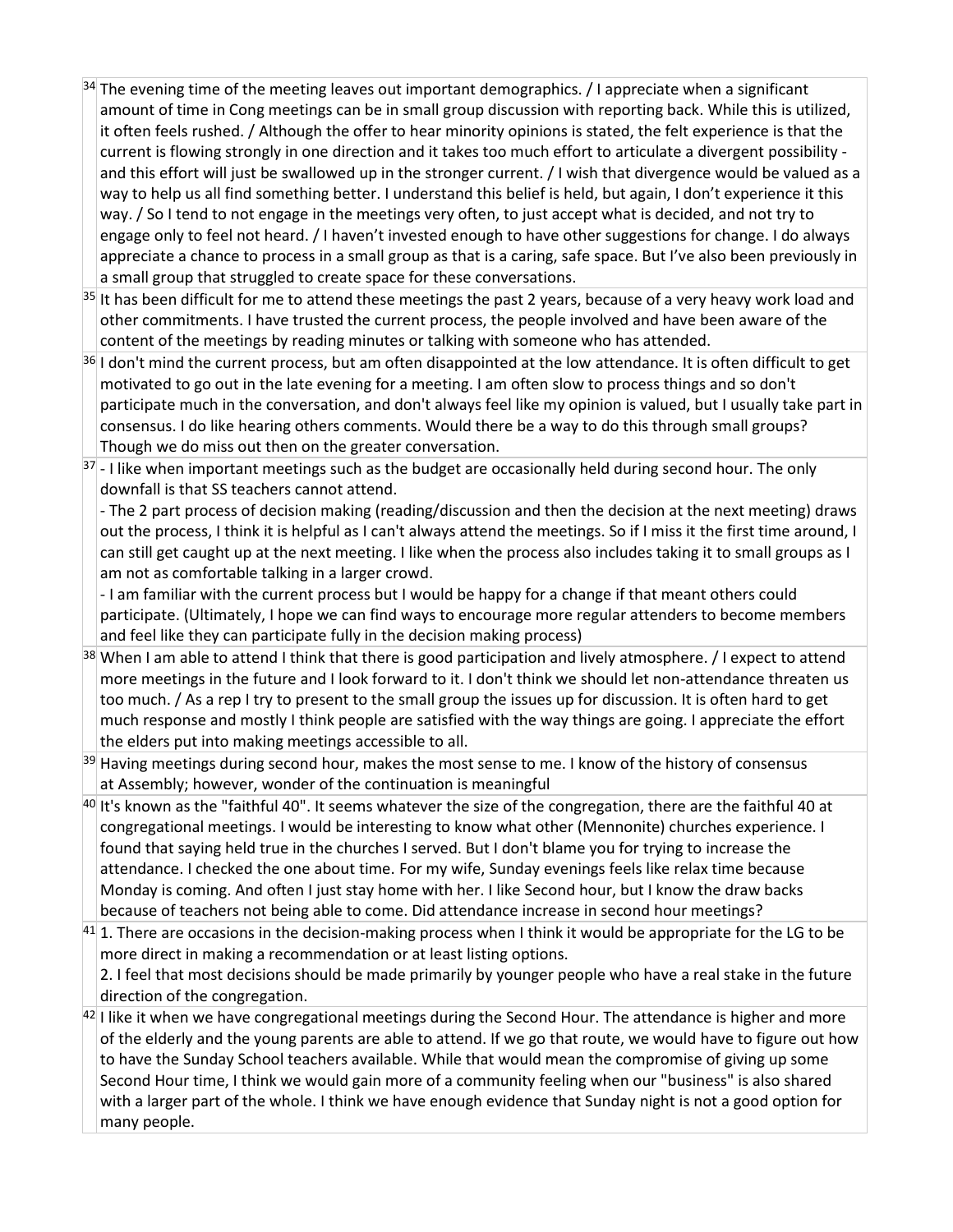| | |
|---|---|
| 34 | The evening time of the meeting leaves out important demographics. / I appreciate when a significant amount of time in Cong meetings can be in small group discussion with reporting back. While this is utilized, it often feels rushed. / Although the offer to hear minority opinions is stated, the felt experience is that the current is flowing strongly in one direction and it takes too much effort to articulate a divergent possibility - and this effort will just be swallowed up in the stronger current. / I wish that divergence would be valued as a way to help us all find something better. I understand this belief is held, but again, I don't experience it this way. / So I tend to not engage in the meetings very often, to just accept what is decided, and not try to engage only to feel not heard. / I haven't invested enough to have other suggestions for change. I do always appreciate a chance to process in a small group as that is a caring, safe space. But I've also been previously in a small group that struggled to create space for these conversations. |
| 35 | It has been difficult for me to attend these meetings the past 2 years, because of a very heavy work load and other commitments. I have trusted the current process, the people involved and have been aware of the content of the meetings by reading minutes or talking with someone who has attended. |
| 36 | I don't mind the current process, but am often disappointed at the low attendance. It is often difficult to get motivated to go out in the late evening for a meeting. I am often slow to process things and so don't participate much in the conversation, and don't always feel like my opinion is valued, but I usually take part in consensus. I do like hearing others comments. Would there be a way to do this through small groups? Though we do miss out then on the greater conversation. |
| 37 | - I like when important meetings such as the budget are occasionally held during second hour. The only downfall is that SS teachers cannot attend.<br>- The 2 part process of decision making (reading/discussion and then the decision at the next meeting) draws out the process, I think it is helpful as I can't always attend the meetings. So if I miss it the first time around, I can still get caught up at the next meeting. I like when the process also includes taking it to small groups as I am not as comfortable talking in a larger crowd.<br>- I am familiar with the current process but I would be happy for a change if that meant others could participate. (Ultimately, I hope we can find ways to encourage more regular attenders to become members and feel like they can participate fully in the decision making process) |
| 38 | When I am able to attend I think that there is good participation and lively atmosphere. / I expect to attend more meetings in the future and I look forward to it. I don't think we should let non-attendance threaten us too much. / As a rep I try to present to the small group the issues up for discussion. It is often hard to get much response and mostly I think people are satisfied with the way things are going. I appreciate the effort the elders put into making meetings accessible to all. |
| 39 | Having meetings during second hour, makes the most sense to me. I know of the history of consensus at Assembly; however, wonder of the continuation is meaningful |
| 40 | It's known as the "faithful 40". It seems whatever the size of the congregation, there are the faithful 40 at congregational meetings. I would be interesting to know what other (Mennonite) churches experience. I found that saying held true in the churches I served. But I don't blame you for trying to increase the attendance. I checked the one about time. For my wife, Sunday evenings feels like relax time because Monday is coming. And often I just stay home with her. I like Second hour, but I know the draw backs because of teachers not being able to come. Did attendance increase in second hour meetings? |
| 41 | 1. There are occasions in the decision-making process when I think it would be appropriate for the LG to be more direct in making a recommendation or at least listing options.<br>2. I feel that most decisions should be made primarily by younger people who have a real stake in the future direction of the congregation. |
| 42 | I like it when we have congregational meetings during the Second Hour. The attendance is higher and more of the elderly and the young parents are able to attend. If we go that route, we would have to figure out how to have the Sunday School teachers available. While that would mean the compromise of giving up some Second Hour time, I think we would gain more of a community feeling when our "business" is also shared with a larger part of the whole. I think we have enough evidence that Sunday night is not a good option for many people. |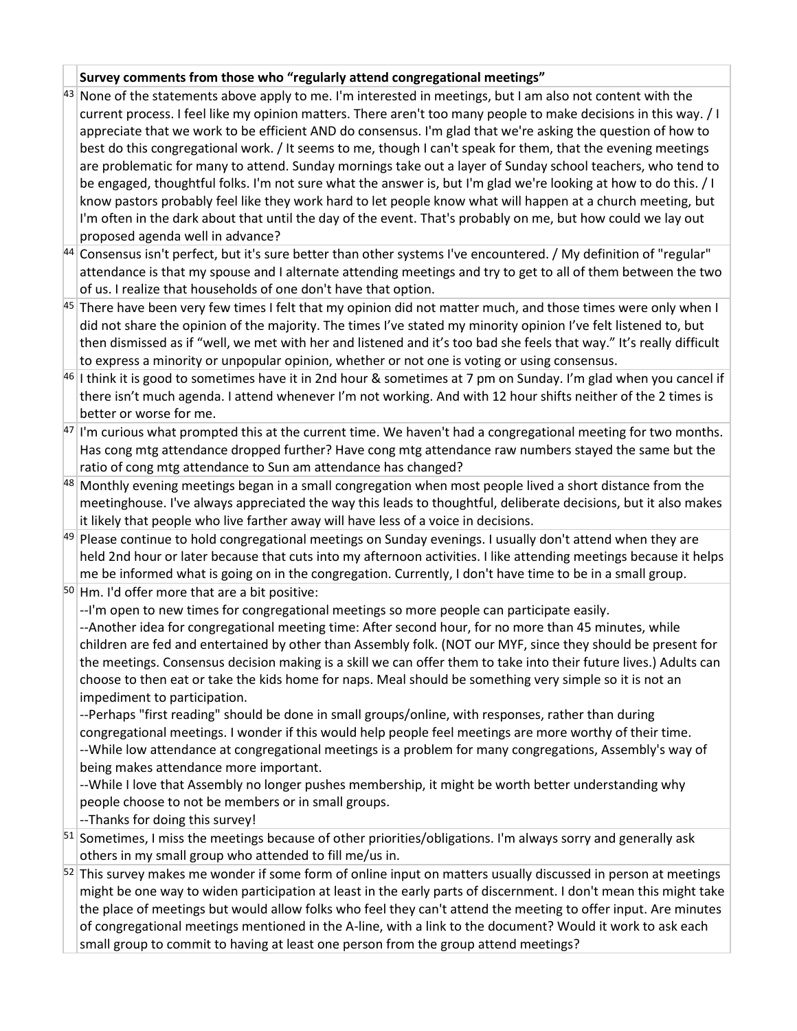|  | Survey comments from those who "regularly attend congregational meetings" |
|---|---|
| 43 | None of the statements above apply to me. I'm interested in meetings, but I am also not content with the current process. I feel like my opinion matters. There aren't too many people to make decisions in this way. / I appreciate that we work to be efficient AND do consensus. I'm glad that we're asking the question of how to best do this congregational work. / It seems to me, though I can't speak for them, that the evening meetings are problematic for many to attend. Sunday mornings take out a layer of Sunday school teachers, who tend to be engaged, thoughtful folks. I'm not sure what the answer is, but I'm glad we're looking at how to do this. / I know pastors probably feel like they work hard to let people know what will happen at a church meeting, but I'm often in the dark about that until the day of the event. That's probably on me, but how could we lay out proposed agenda well in advance? |
| 44 | Consensus isn't perfect, but it's sure better than other systems I've encountered. / My definition of "regular" attendance is that my spouse and I alternate attending meetings and try to get to all of them between the two of us. I realize that households of one don't have that option. |
| 45 | There have been very few times I felt that my opinion did not matter much, and those times were only when I did not share the opinion of the majority. The times I've stated my minority opinion I've felt listened to, but then dismissed as if "well, we met with her and listened and it's too bad she feels that way." It's really difficult to express a minority or unpopular opinion, whether or not one is voting or using consensus. |
| 46 | I think it is good to sometimes have it in 2nd hour & sometimes at 7 pm on Sunday. I'm glad when you cancel if there isn't much agenda. I attend whenever I'm not working. And with 12 hour shifts neither of the 2 times is better or worse for me. |
| 47 | I'm curious what prompted this at the current time. We haven't had a congregational meeting for two months. Has cong mtg attendance dropped further? Have cong mtg attendance raw numbers stayed the same but the ratio of cong mtg attendance to Sun am attendance has changed? |
| 48 | Monthly evening meetings began in a small congregation when most people lived a short distance from the meetinghouse. I've always appreciated the way this leads to thoughtful, deliberate decisions, but it also makes it likely that people who live farther away will have less of a voice in decisions. |
| 49 | Please continue to hold congregational meetings on Sunday evenings. I usually don't attend when they are held 2nd hour or later because that cuts into my afternoon activities. I like attending meetings because it helps me be informed what is going on in the congregation. Currently, I don't have time to be in a small group. |
| 50 | Hm. I'd offer more that are a bit positive:<br>--I'm open to new times for congregational meetings so more people can participate easily.<br>--Another idea for congregational meeting time: After second hour, for no more than 45 minutes, while children are fed and entertained by other than Assembly folk. (NOT our MYF, since they should be present for the meetings. Consensus decision making is a skill we can offer them to take into their future lives.) Adults can choose to then eat or take the kids home for naps. Meal should be something very simple so it is not an impediment to participation.<br>--Perhaps "first reading" should be done in small groups/online, with responses, rather than during congregational meetings. I wonder if this would help people feel meetings are more worthy of their time.<br>--While low attendance at congregational meetings is a problem for many congregations, Assembly's way of being makes attendance more important.<br>--While I love that Assembly no longer pushes membership, it might be worth better understanding why people choose to not be members or in small groups.<br>--Thanks for doing this survey! |
| 51 | Sometimes, I miss the meetings because of other priorities/obligations. I'm always sorry and generally ask others in my small group who attended to fill me/us in. |
| 52 | This survey makes me wonder if some form of online input on matters usually discussed in person at meetings might be one way to widen participation at least in the early parts of discernment. I don't mean this might take the place of meetings but would allow folks who feel they can't attend the meeting to offer input. Are minutes of congregational meetings mentioned in the A-line, with a link to the document? Would it work to ask each small group to commit to having at least one person from the group attend meetings? |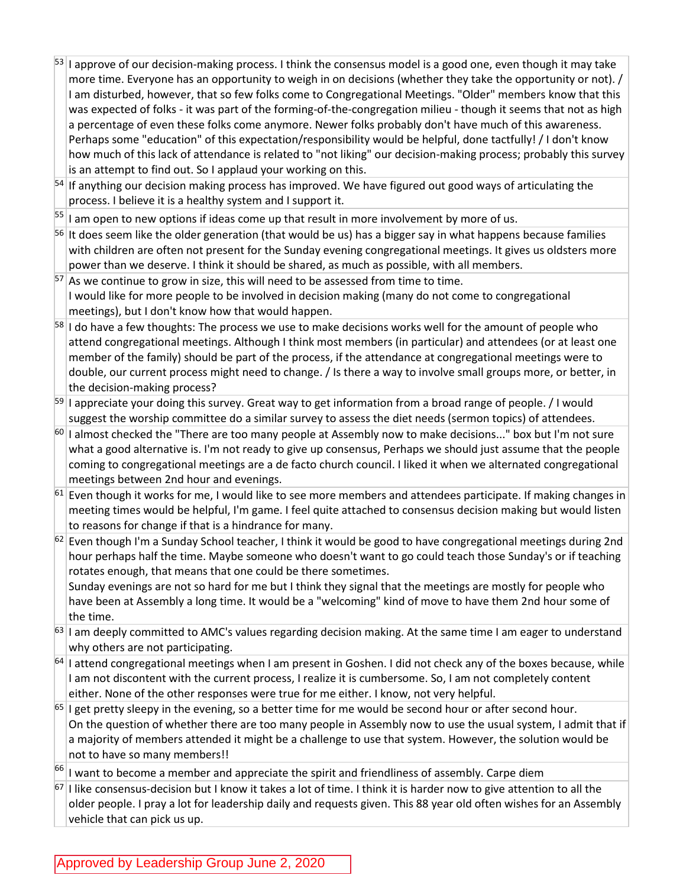| | |
|---|---|
| 53 | I approve of our decision-making process. I think the consensus model is a good one, even though it may take more time. Everyone has an opportunity to weigh in on decisions (whether they take the opportunity or not). / I am disturbed, however, that so few folks come to Congregational Meetings. "Older" members know that this was expected of folks - it was part of the forming-of-the-congregation milieu - though it seems that not as high a percentage of even these folks come anymore. Newer folks probably don't have much of this awareness. Perhaps some "education" of this expectation/responsibility would be helpful, done tactfully! / I don't know how much of this lack of attendance is related to "not liking" our decision-making process; probably this survey is an attempt to find out. So I applaud your working on this. |
| 54 | If anything our decision making process has improved. We have figured out good ways of articulating the process. I believe it is a healthy system and I support it. |
| 55 | I am open to new options if ideas come up that result in more involvement by more of us. |
| 56 | It does seem like the older generation (that would be us) has a bigger say in what happens because families with children are often not present for the Sunday evening congregational meetings. It gives us oldsters more power than we deserve. I think it should be shared, as much as possible, with all members. |
| 57 | As we continue to grow in size, this will need to be assessed from time to time. I would like for more people to be involved in decision making (many do not come to congregational meetings), but I don't know how that would happen. |
| 58 | I do have a few thoughts: The process we use to make decisions works well for the amount of people who attend congregational meetings. Although I think most members (in particular) and attendees (or at least one member of the family) should be part of the process, if the attendance at congregational meetings were to double, our current process might need to change. / Is there a way to involve small groups more, or better, in the decision-making process? |
| 59 | I appreciate your doing this survey. Great way to get information from a broad range of people. / I would suggest the worship committee do a similar survey to assess the diet needs (sermon topics) of attendees. |
| 60 | I almost checked the "There are too many people at Assembly now to make decisions..." box but I'm not sure what a good alternative is. I'm not ready to give up consensus, Perhaps we should just assume that the people coming to congregational meetings are a de facto church council. I liked it when we alternated congregational meetings between 2nd hour and evenings. |
| 61 | Even though it works for me, I would like to see more members and attendees participate. If making changes in meeting times would be helpful, I'm game. I feel quite attached to consensus decision making but would listen to reasons for change if that is a hindrance for many. |
| 62 | Even though I'm a Sunday School teacher, I think it would be good to have congregational meetings during 2nd hour perhaps half the time. Maybe someone who doesn't want to go could teach those Sunday's or if teaching rotates enough, that means that one could be there sometimes. Sunday evenings are not so hard for me but I think they signal that the meetings are mostly for people who have been at Assembly a long time. It would be a "welcoming" kind of move to have them 2nd hour some of the time. |
| 63 | I am deeply committed to AMC's values regarding decision making. At the same time I am eager to understand why others are not participating. |
| 64 | I attend congregational meetings when I am present in Goshen. I did not check any of the boxes because, while I am not discontent with the current process, I realize it is cumbersome. So, I am not completely content either. None of the other responses were true for me either. I know, not very helpful. |
| 65 | I get pretty sleepy in the evening, so a better time for me would be second hour or after second hour. On the question of whether there are too many people in Assembly now to use the usual system, I admit that if a majority of members attended it might be a challenge to use that system. However, the solution would be not to have so many members!! |
| 66 | I want to become a member and appreciate the spirit and friendliness of assembly. Carpe diem |
| 67 | I like consensus-decision but I know it takes a lot of time. I think it is harder now to give attention to all the older people. I pray a lot for leadership daily and requests given. This 88 year old often wishes for an Assembly vehicle that can pick us up. |

Approved by Leadership Group June 2, 2020